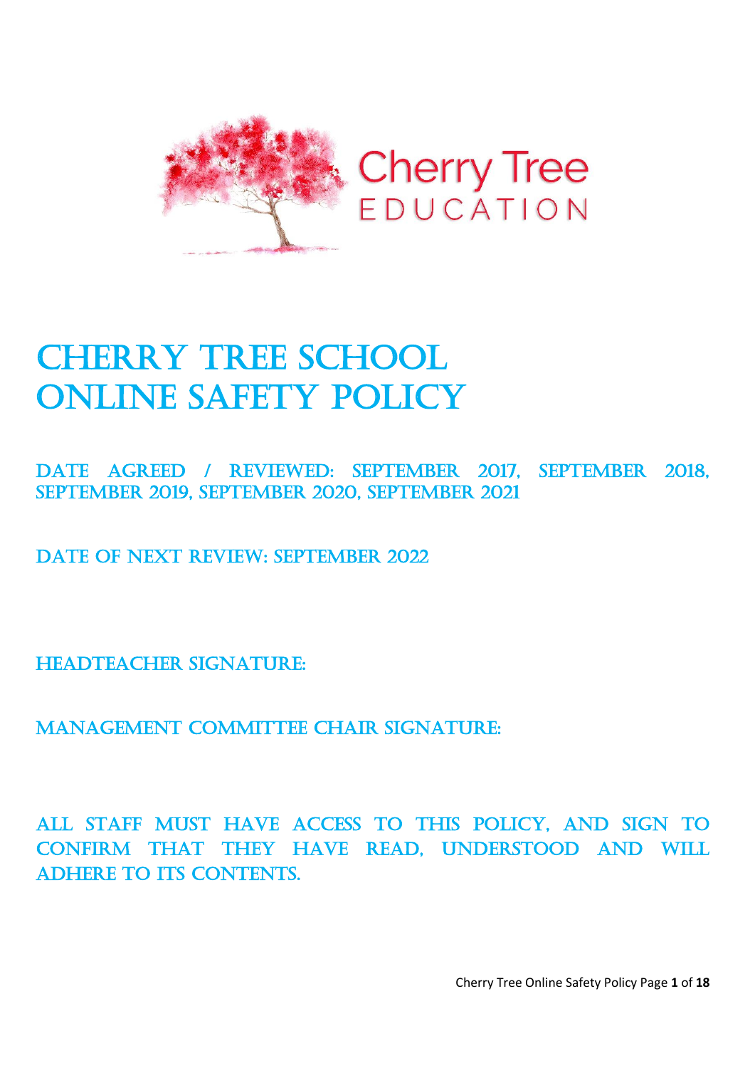Cherry Tree
EDUCATION

# CHERRY TREE SCHOOL ONLINE SAFETY POLICY

## DATE AGREED / REVIEWED: SEPTEMBER 2017, SEPTEMBER 2018, SEPTEMBER 2019, SEPTEMBER 2020, SEPTEMBER 2021

## DATE OF NEXT REVIEW: SEPTEMBER 2022

## HEADTEACHER SIGNATURE:

## MANAGEMENT COMMITTEE CHAIR SIGNATURE:

## ALL STAFF MUST HAVE ACCESS TO THIS POLICY, AND SIGN TO CONFIRM THAT THEY HAVE READ, UNDERSTOOD AND WILL ADHERE TO ITS CONTENTS.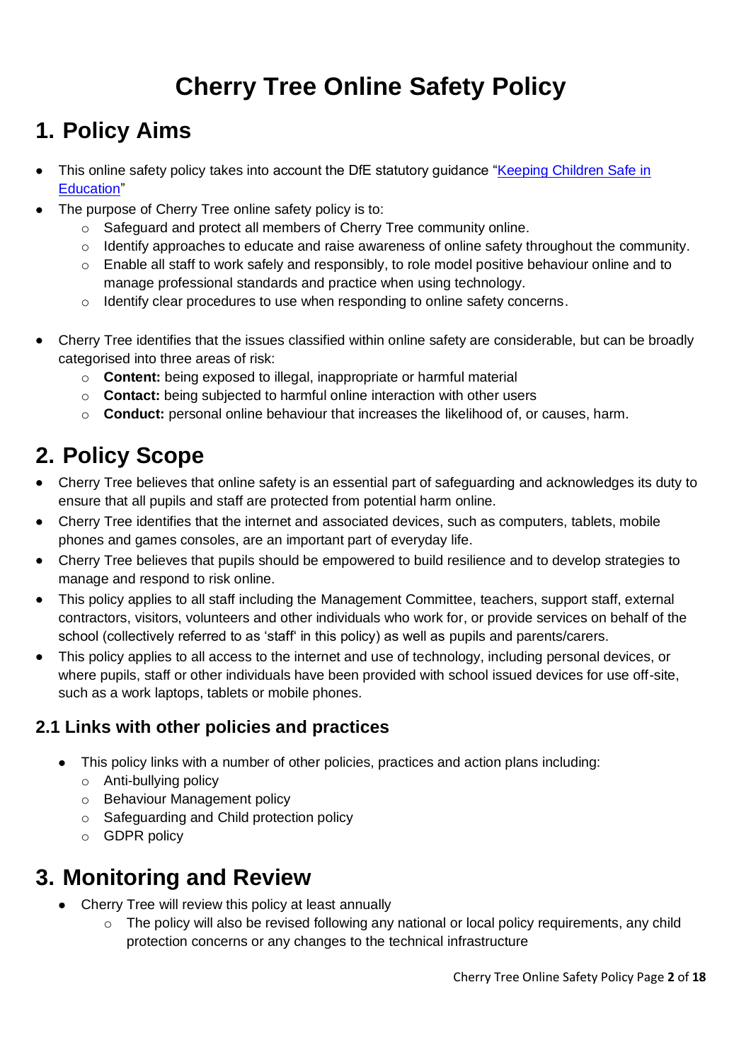# Cherry Tree Online Safety Policy

## 1. Policy Aims

- This online safety policy takes into account the DfE statutory guidance "[Keeping Children Safe in Education]"
- The purpose of Cherry Tree online safety policy is to:
  - Safeguard and protect all members of Cherry Tree community online.
  - Identify approaches to educate and raise awareness of online safety throughout the community.
  - Enable all staff to work safely and responsibly, to role model positive behaviour online and to manage professional standards and practice when using technology.
  - Identify clear procedures to use when responding to online safety concerns.

- Cherry Tree identifies that the issues classified within online safety are considerable, but can be broadly categorised into three areas of risk:
  - **Content:** being exposed to illegal, inappropriate or harmful material
  - **Contact:** being subjected to harmful online interaction with other users
  - **Conduct:** personal online behaviour that increases the likelihood of, or causes, harm.

## 2. Policy Scope

- Cherry Tree believes that online safety is an essential part of safeguarding and acknowledges its duty to ensure that all pupils and staff are protected from potential harm online.
- Cherry Tree identifies that the internet and associated devices, such as computers, tablets, mobile phones and games consoles, are an important part of everyday life.
- Cherry Tree believes that pupils should be empowered to build resilience and to develop strategies to manage and respond to risk online.
- This policy applies to all staff including the Management Committee, teachers, support staff, external contractors, visitors, volunteers and other individuals who work for, or provide services on behalf of the school (collectively referred to as 'staff' in this policy) as well as pupils and parents/carers.
- This policy applies to all access to the internet and use of technology, including personal devices, or where pupils, staff or other individuals have been provided with school issued devices for use off-site, such as a work laptops, tablets or mobile phones.

### 2.1 Links with other policies and practices

- This policy links with a number of other policies, practices and action plans including:
  - Anti-bullying policy
  - Behaviour Management policy
  - Safeguarding and Child protection policy
  - GDPR policy

## 3. Monitoring and Review

- Cherry Tree will review this policy at least annually
  - The policy will also be revised following any national or local policy requirements, any child protection concerns or any changes to the technical infrastructure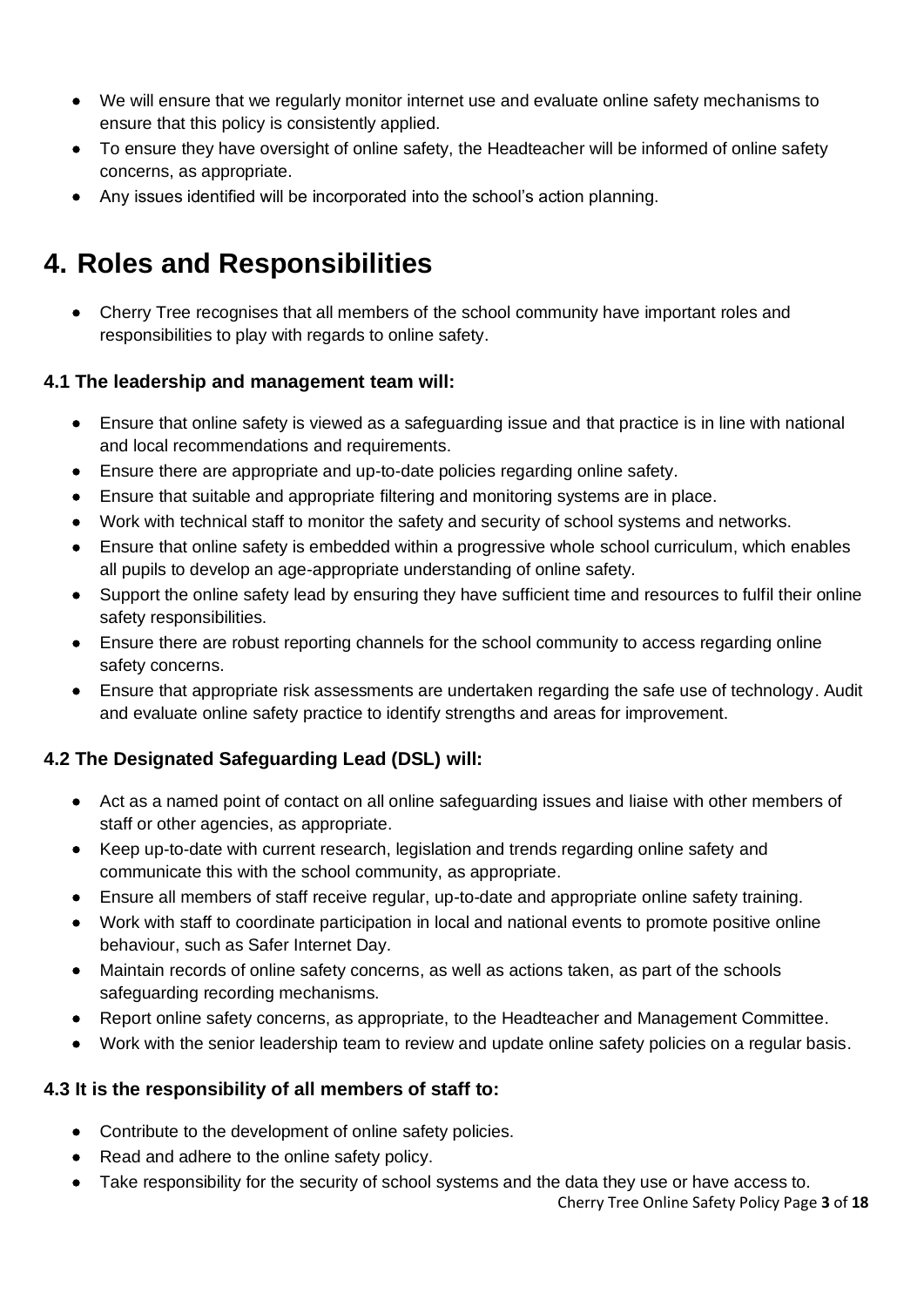- We will ensure that we regularly monitor internet use and evaluate online safety mechanisms to ensure that this policy is consistently applied.
- To ensure they have oversight of online safety, the Headteacher will be informed of online safety concerns, as appropriate.
- Any issues identified will be incorporated into the school's action planning.

# 4. Roles and Responsibilities

- Cherry Tree recognises that all members of the school community have important roles and responsibilities to play with regards to online safety.

### 4.1 The leadership and management team will:

- Ensure that online safety is viewed as a safeguarding issue and that practice is in line with national and local recommendations and requirements.
- Ensure there are appropriate and up-to-date policies regarding online safety.
- Ensure that suitable and appropriate filtering and monitoring systems are in place.
- Work with technical staff to monitor the safety and security of school systems and networks.
- Ensure that online safety is embedded within a progressive whole school curriculum, which enables all pupils to develop an age-appropriate understanding of online safety.
- Support the online safety lead by ensuring they have sufficient time and resources to fulfil their online safety responsibilities.
- Ensure there are robust reporting channels for the school community to access regarding online safety concerns.
- Ensure that appropriate risk assessments are undertaken regarding the safe use of technology. Audit and evaluate online safety practice to identify strengths and areas for improvement.

### 4.2 The Designated Safeguarding Lead (DSL) will:

- Act as a named point of contact on all online safeguarding issues and liaise with other members of staff or other agencies, as appropriate.
- Keep up-to-date with current research, legislation and trends regarding online safety and communicate this with the school community, as appropriate.
- Ensure all members of staff receive regular, up-to-date and appropriate online safety training.
- Work with staff to coordinate participation in local and national events to promote positive online behaviour, such as Safer Internet Day.
- Maintain records of online safety concerns, as well as actions taken, as part of the schools safeguarding recording mechanisms.
- Report online safety concerns, as appropriate, to the Headteacher and Management Committee.
- Work with the senior leadership team to review and update online safety policies on a regular basis.

### 4.3 It is the responsibility of all members of staff to:

- Contribute to the development of online safety policies.
- Read and adhere to the online safety policy.
- Take responsibility for the security of school systems and the data they use or have access to.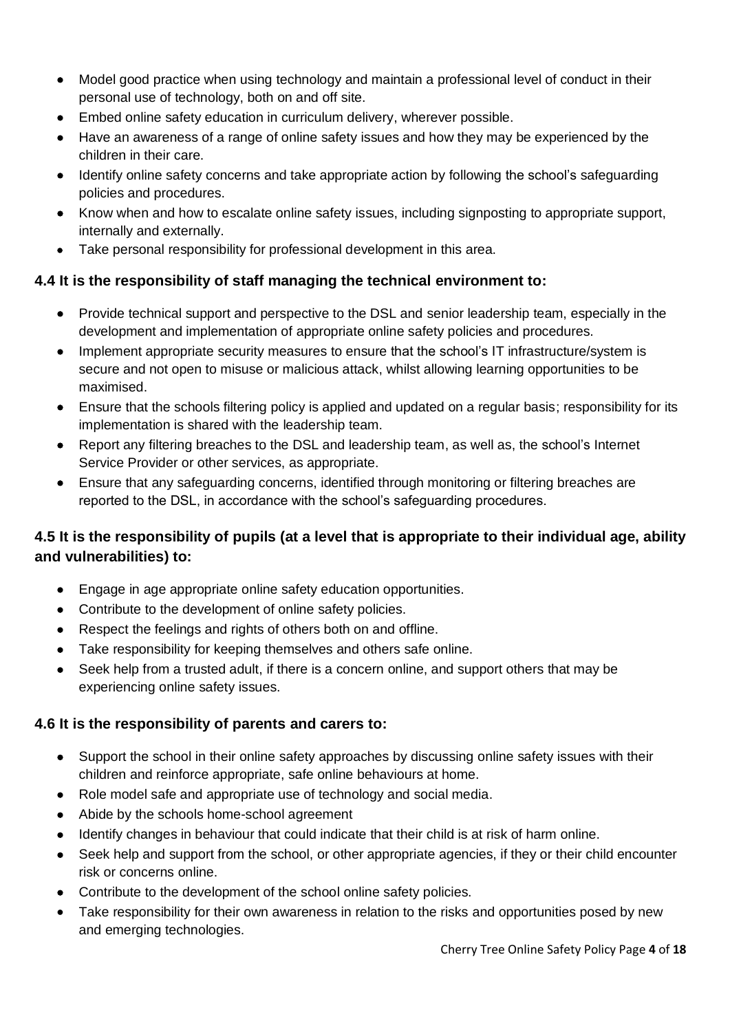- Model good practice when using technology and maintain a professional level of conduct in their personal use of technology, both on and off site.
- Embed online safety education in curriculum delivery, wherever possible.
- Have an awareness of a range of online safety issues and how they may be experienced by the children in their care.
- Identify online safety concerns and take appropriate action by following the school's safeguarding policies and procedures.
- Know when and how to escalate online safety issues, including signposting to appropriate support, internally and externally.
- Take personal responsibility for professional development in this area.

### 4.4 It is the responsibility of staff managing the technical environment to:

- Provide technical support and perspective to the DSL and senior leadership team, especially in the development and implementation of appropriate online safety policies and procedures.
- Implement appropriate security measures to ensure that the school's IT infrastructure/system is secure and not open to misuse or malicious attack, whilst allowing learning opportunities to be maximised.
- Ensure that the schools filtering policy is applied and updated on a regular basis; responsibility for its implementation is shared with the leadership team.
- Report any filtering breaches to the DSL and leadership team, as well as, the school's Internet Service Provider or other services, as appropriate.
- Ensure that any safeguarding concerns, identified through monitoring or filtering breaches are reported to the DSL, in accordance with the school's safeguarding procedures.

### 4.5 It is the responsibility of pupils (at a level that is appropriate to their individual age, ability and vulnerabilities) to:

- Engage in age appropriate online safety education opportunities.
- Contribute to the development of online safety policies.
- Respect the feelings and rights of others both on and offline.
- Take responsibility for keeping themselves and others safe online.
- Seek help from a trusted adult, if there is a concern online, and support others that may be experiencing online safety issues.

### 4.6 It is the responsibility of parents and carers to:

- Support the school in their online safety approaches by discussing online safety issues with their children and reinforce appropriate, safe online behaviours at home.
- Role model safe and appropriate use of technology and social media.
- Abide by the schools home-school agreement
- Identify changes in behaviour that could indicate that their child is at risk of harm online.
- Seek help and support from the school, or other appropriate agencies, if they or their child encounter risk or concerns online.
- Contribute to the development of the school online safety policies.
- Take responsibility for their own awareness in relation to the risks and opportunities posed by new and emerging technologies.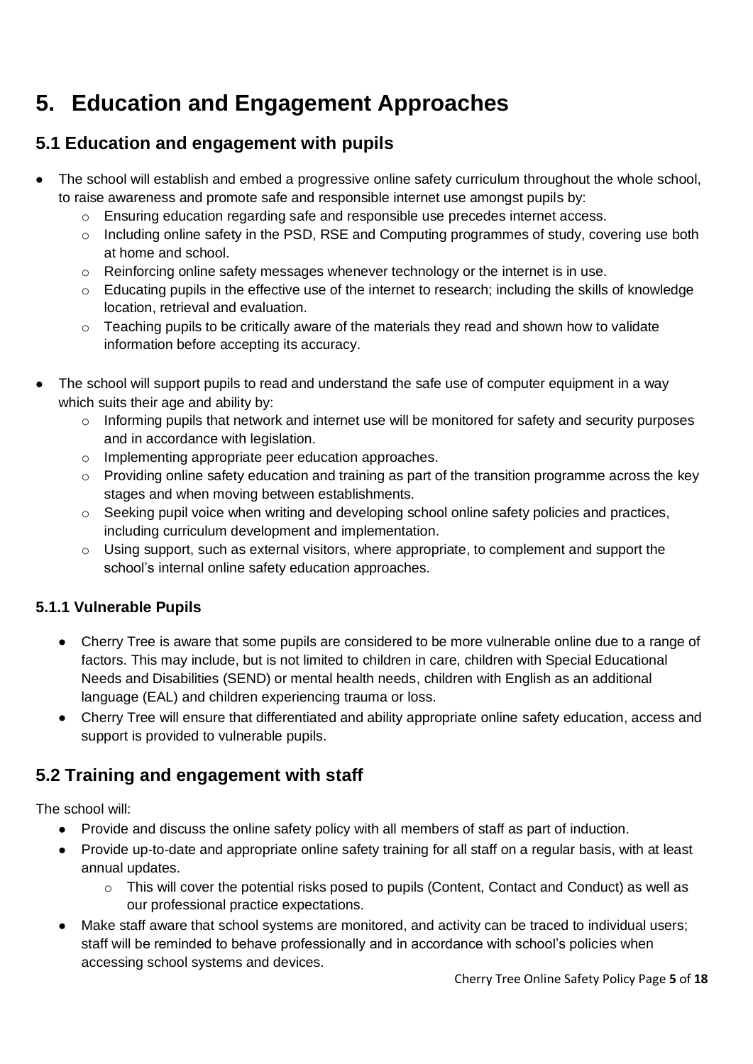# 5. Education and Engagement Approaches

## 5.1 Education and engagement with pupils

- The school will establish and embed a progressive online safety curriculum throughout the whole school, to raise awareness and promote safe and responsible internet use amongst pupils by:
    - Ensuring education regarding safe and responsible use precedes internet access.
    - Including online safety in the PSD, RSE and Computing programmes of study, covering use both at home and school.
    - Reinforcing online safety messages whenever technology or the internet is in use.
    - Educating pupils in the effective use of the internet to research; including the skills of knowledge location, retrieval and evaluation.
    - Teaching pupils to be critically aware of the materials they read and shown how to validate information before accepting its accuracy.

- The school will support pupils to read and understand the safe use of computer equipment in a way which suits their age and ability by:
    - Informing pupils that network and internet use will be monitored for safety and security purposes and in accordance with legislation.
    - Implementing appropriate peer education approaches.
    - Providing online safety education and training as part of the transition programme across the key stages and when moving between establishments.
    - Seeking pupil voice when writing and developing school online safety policies and practices, including curriculum development and implementation.
    - Using support, such as external visitors, where appropriate, to complement and support the school's internal online safety education approaches.

### 5.1.1 Vulnerable Pupils

- Cherry Tree is aware that some pupils are considered to be more vulnerable online due to a range of factors. This may include, but is not limited to children in care, children with Special Educational Needs and Disabilities (SEND) or mental health needs, children with English as an additional language (EAL) and children experiencing trauma or loss.
- Cherry Tree will ensure that differentiated and ability appropriate online safety education, access and support is provided to vulnerable pupils.

## 5.2 Training and engagement with staff

The school will:

- Provide and discuss the online safety policy with all members of staff as part of induction.
- Provide up-to-date and appropriate online safety training for all staff on a regular basis, with at least annual updates.
    - This will cover the potential risks posed to pupils (Content, Contact and Conduct) as well as our professional practice expectations.
- Make staff aware that school systems are monitored, and activity can be traced to individual users; staff will be reminded to behave professionally and in accordance with school's policies when accessing school systems and devices.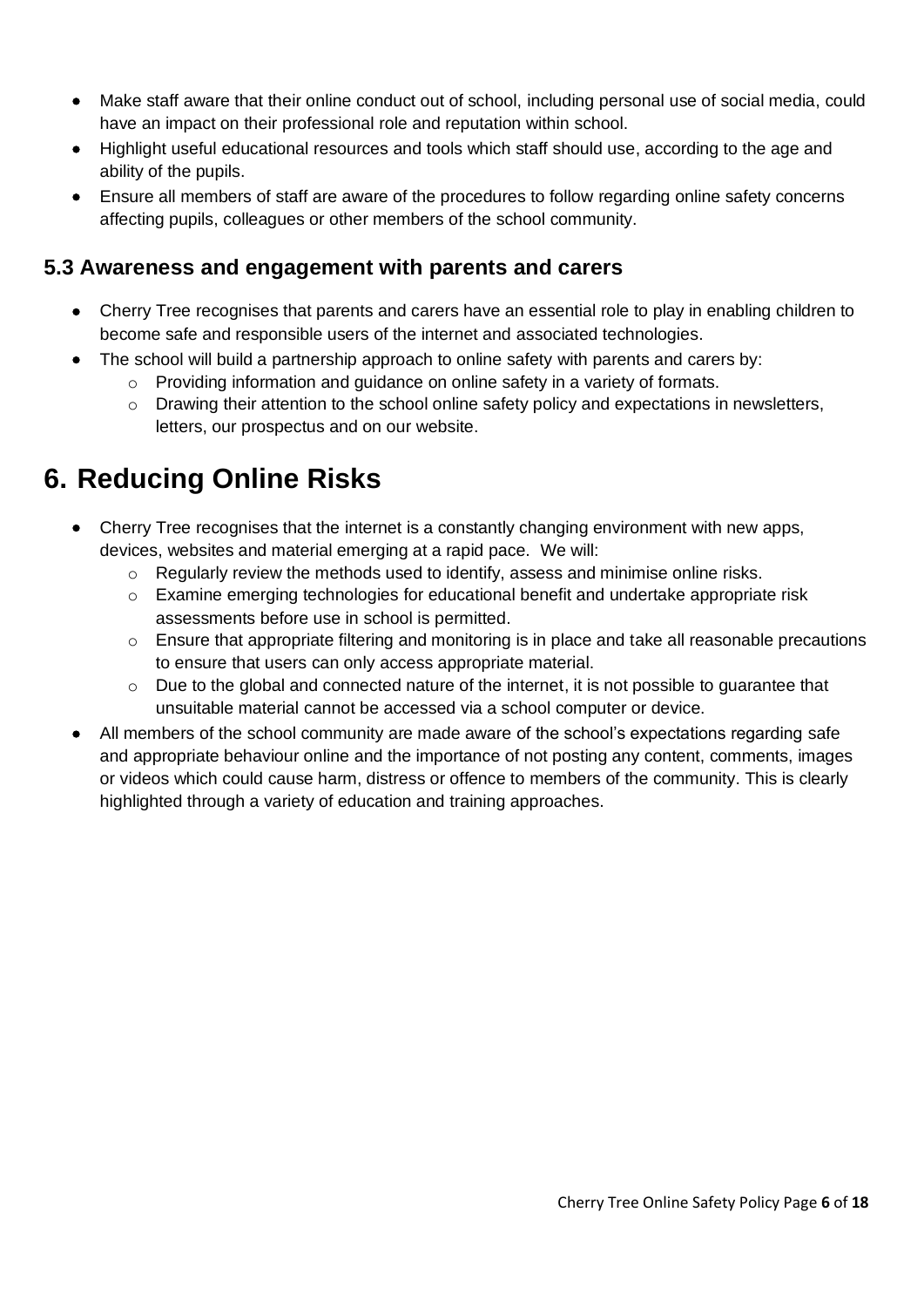- Make staff aware that their online conduct out of school, including personal use of social media, could have an impact on their professional role and reputation within school.
- Highlight useful educational resources and tools which staff should use, according to the age and ability of the pupils.
- Ensure all members of staff are aware of the procedures to follow regarding online safety concerns affecting pupils, colleagues or other members of the school community.

### 5.3 Awareness and engagement with parents and carers

- Cherry Tree recognises that parents and carers have an essential role to play in enabling children to become safe and responsible users of the internet and associated technologies.
- The school will build a partnership approach to online safety with parents and carers by:
  - Providing information and guidance on online safety in a variety of formats.
  - Drawing their attention to the school online safety policy and expectations in newsletters, letters, our prospectus and on our website.

# 6. Reducing Online Risks

- Cherry Tree recognises that the internet is a constantly changing environment with new apps, devices, websites and material emerging at a rapid pace. We will:
  - Regularly review the methods used to identify, assess and minimise online risks.
  - Examine emerging technologies for educational benefit and undertake appropriate risk assessments before use in school is permitted.
  - Ensure that appropriate filtering and monitoring is in place and take all reasonable precautions to ensure that users can only access appropriate material.
  - Due to the global and connected nature of the internet, it is not possible to guarantee that unsuitable material cannot be accessed via a school computer or device.
- All members of the school community are made aware of the school's expectations regarding safe and appropriate behaviour online and the importance of not posting any content, comments, images or videos which could cause harm, distress or offence to members of the community. This is clearly highlighted through a variety of education and training approaches.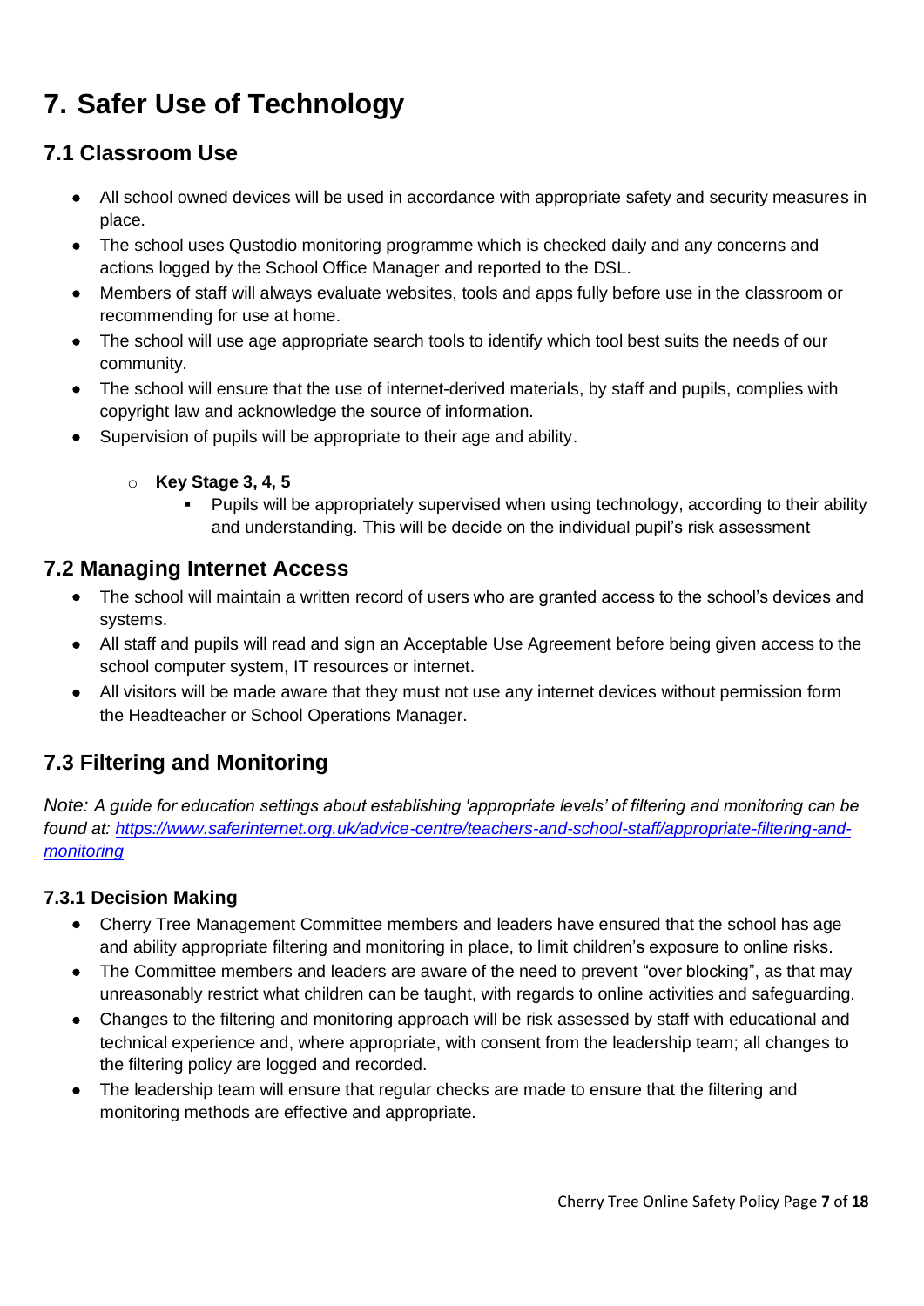# 7. Safer Use of Technology

## 7.1 Classroom Use

- All school owned devices will be used in accordance with appropriate safety and security measures in place.
- The school uses Qustodio monitoring programme which is checked daily and any concerns and actions logged by the School Office Manager and reported to the DSL.
- Members of staff will always evaluate websites, tools and apps fully before use in the classroom or recommending for use at home.
- The school will use age appropriate search tools to identify which tool best suits the needs of our community.
- The school will ensure that the use of internet-derived materials, by staff and pupils, complies with copyright law and acknowledge the source of information.
- Supervision of pupils will be appropriate to their age and ability.
    - **Key Stage 3, 4, 5**
        - Pupils will be appropriately supervised when using technology, according to their ability and understanding. This will be decide on the individual pupil's risk assessment

## 7.2 Managing Internet Access

- The school will maintain a written record of users who are granted access to the school's devices and systems.
- All staff and pupils will read and sign an Acceptable Use Agreement before being given access to the school computer system, IT resources or internet.
- All visitors will be made aware that they must not use any internet devices without permission form the Headteacher or School Operations Manager.

## 7.3 Filtering and Monitoring

*Note: A guide for education settings about establishing 'appropriate levels' of filtering and monitoring can be found at: [https://www.saferinternet.org.uk/advice-centre/teachers-and-school-staff/appropriate-filtering-and-monitoring](https://www.saferinternet.org.uk/advice-centre/teachers-and-school-staff/appropriate-filtering-and-monitoring)*

### 7.3.1 Decision Making

- Cherry Tree Management Committee members and leaders have ensured that the school has age and ability appropriate filtering and monitoring in place, to limit children's exposure to online risks.
- The Committee members and leaders are aware of the need to prevent "over blocking", as that may unreasonably restrict what children can be taught, with regards to online activities and safeguarding.
- Changes to the filtering and monitoring approach will be risk assessed by staff with educational and technical experience and, where appropriate, with consent from the leadership team; all changes to the filtering policy are logged and recorded.
- The leadership team will ensure that regular checks are made to ensure that the filtering and monitoring methods are effective and appropriate.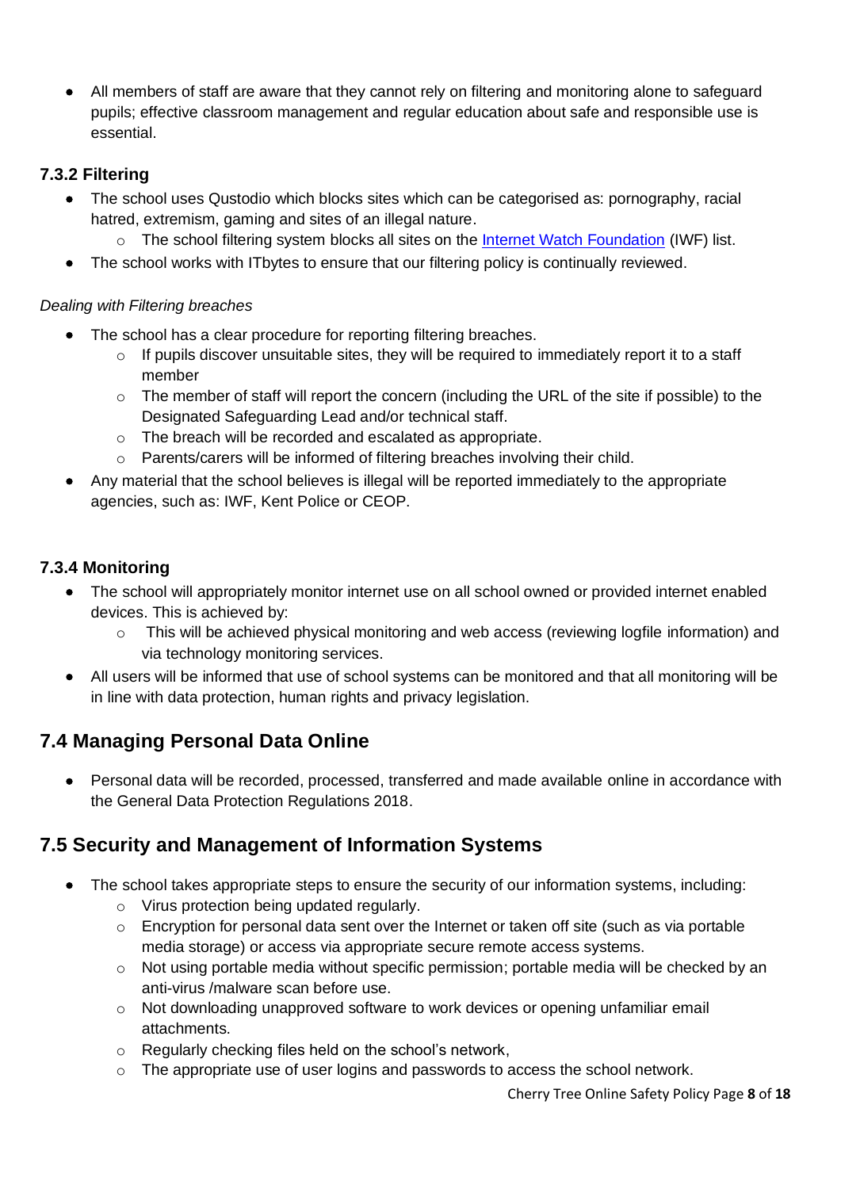- All members of staff are aware that they cannot rely on filtering and monitoring alone to safeguard pupils; effective classroom management and regular education about safe and responsible use is essential.

### 7.3.2 Filtering

- The school uses Qustodio which blocks sites which can be categorised as: pornography, racial hatred, extremism, gaming and sites of an illegal nature.
    - The school filtering system blocks all sites on the [Internet Watch Foundation](https://www.iwf.org.uk/) (IWF) list.
- The school works with ITbytes to ensure that our filtering policy is continually reviewed.

*Dealing with Filtering breaches*

- The school has a clear procedure for reporting filtering breaches.
    - If pupils discover unsuitable sites, they will be required to immediately report it to a staff member
    - The member of staff will report the concern (including the URL of the site if possible) to the Designated Safeguarding Lead and/or technical staff.
    - The breach will be recorded and escalated as appropriate.
    - Parents/carers will be informed of filtering breaches involving their child.
- Any material that the school believes is illegal will be reported immediately to the appropriate agencies, such as: IWF, Kent Police or CEOP.

### 7.3.4 Monitoring

- The school will appropriately monitor internet use on all school owned or provided internet enabled devices. This is achieved by:
    - This will be achieved physical monitoring and web access (reviewing logfile information) and via technology monitoring services.
- All users will be informed that use of school systems can be monitored and that all monitoring will be in line with data protection, human rights and privacy legislation.

## 7.4 Managing Personal Data Online

- Personal data will be recorded, processed, transferred and made available online in accordance with the General Data Protection Regulations 2018.

## 7.5 Security and Management of Information Systems

- The school takes appropriate steps to ensure the security of our information systems, including:
    - Virus protection being updated regularly.
    - Encryption for personal data sent over the Internet or taken off site (such as via portable media storage) or access via appropriate secure remote access systems.
    - Not using portable media without specific permission; portable media will be checked by an anti-virus /malware scan before use.
    - Not downloading unapproved software to work devices or opening unfamiliar email attachments.
    - Regularly checking files held on the school's network,
    - The appropriate use of user logins and passwords to access the school network.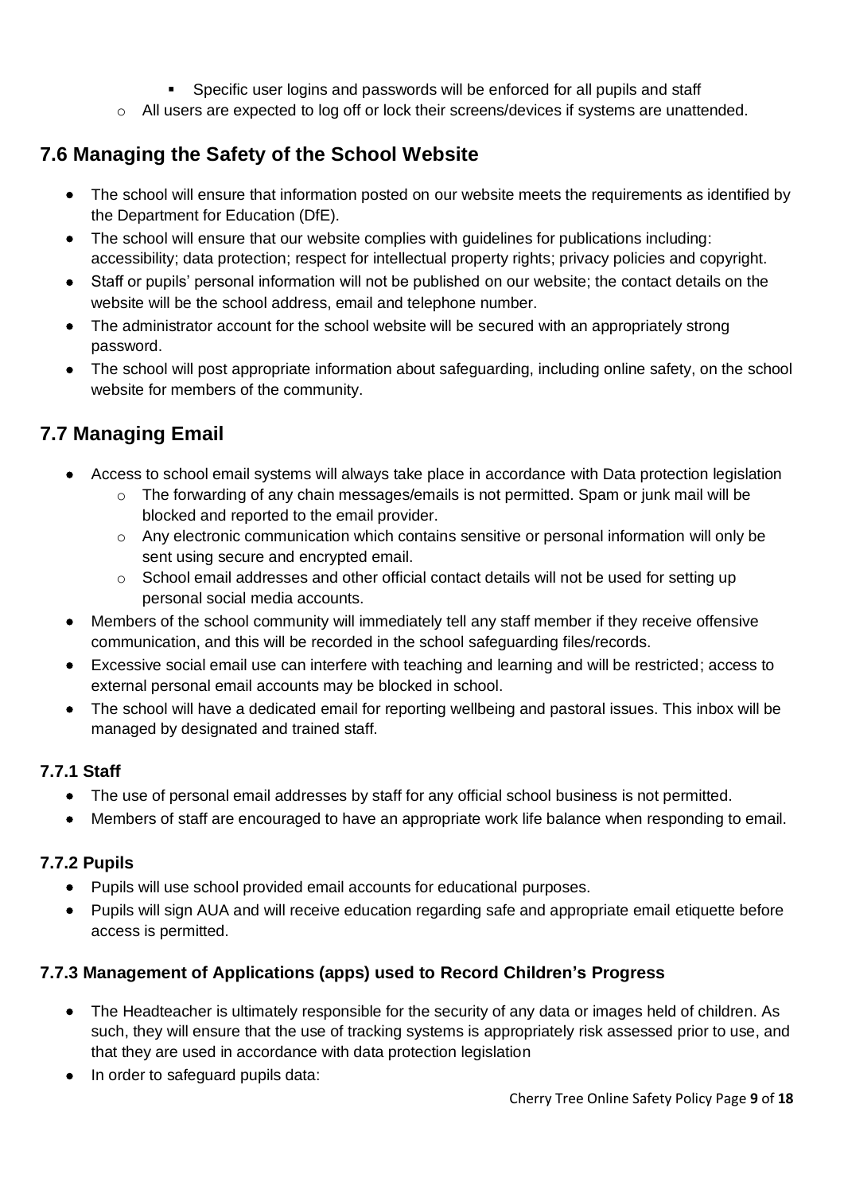- Specific user logins and passwords will be enforced for all pupils and staff
    - All users are expected to log off or lock their screens/devices if systems are unattended.

## 7.6 Managing the Safety of the School Website

- The school will ensure that information posted on our website meets the requirements as identified by the Department for Education (DfE).
- The school will ensure that our website complies with guidelines for publications including: accessibility; data protection; respect for intellectual property rights; privacy policies and copyright.
- Staff or pupils' personal information will not be published on our website; the contact details on the website will be the school address, email and telephone number.
- The administrator account for the school website will be secured with an appropriately strong password.
- The school will post appropriate information about safeguarding, including online safety, on the school website for members of the community.

## 7.7 Managing Email

- Access to school email systems will always take place in accordance with Data protection legislation
    - The forwarding of any chain messages/emails is not permitted. Spam or junk mail will be blocked and reported to the email provider.
    - Any electronic communication which contains sensitive or personal information will only be sent using secure and encrypted email.
    - School email addresses and other official contact details will not be used for setting up personal social media accounts.
- Members of the school community will immediately tell any staff member if they receive offensive communication, and this will be recorded in the school safeguarding files/records.
- Excessive social email use can interfere with teaching and learning and will be restricted; access to external personal email accounts may be blocked in school.
- The school will have a dedicated email for reporting wellbeing and pastoral issues. This inbox will be managed by designated and trained staff.

### 7.7.1 Staff

- The use of personal email addresses by staff for any official school business is not permitted.
- Members of staff are encouraged to have an appropriate work life balance when responding to email.

### 7.7.2 Pupils

- Pupils will use school provided email accounts for educational purposes.
- Pupils will sign AUA and will receive education regarding safe and appropriate email etiquette before access is permitted.

### 7.7.3 Management of Applications (apps) used to Record Children's Progress

- The Headteacher is ultimately responsible for the security of any data or images held of children. As such, they will ensure that the use of tracking systems is appropriately risk assessed prior to use, and that they are used in accordance with data protection legislation
- In order to safeguard pupils data: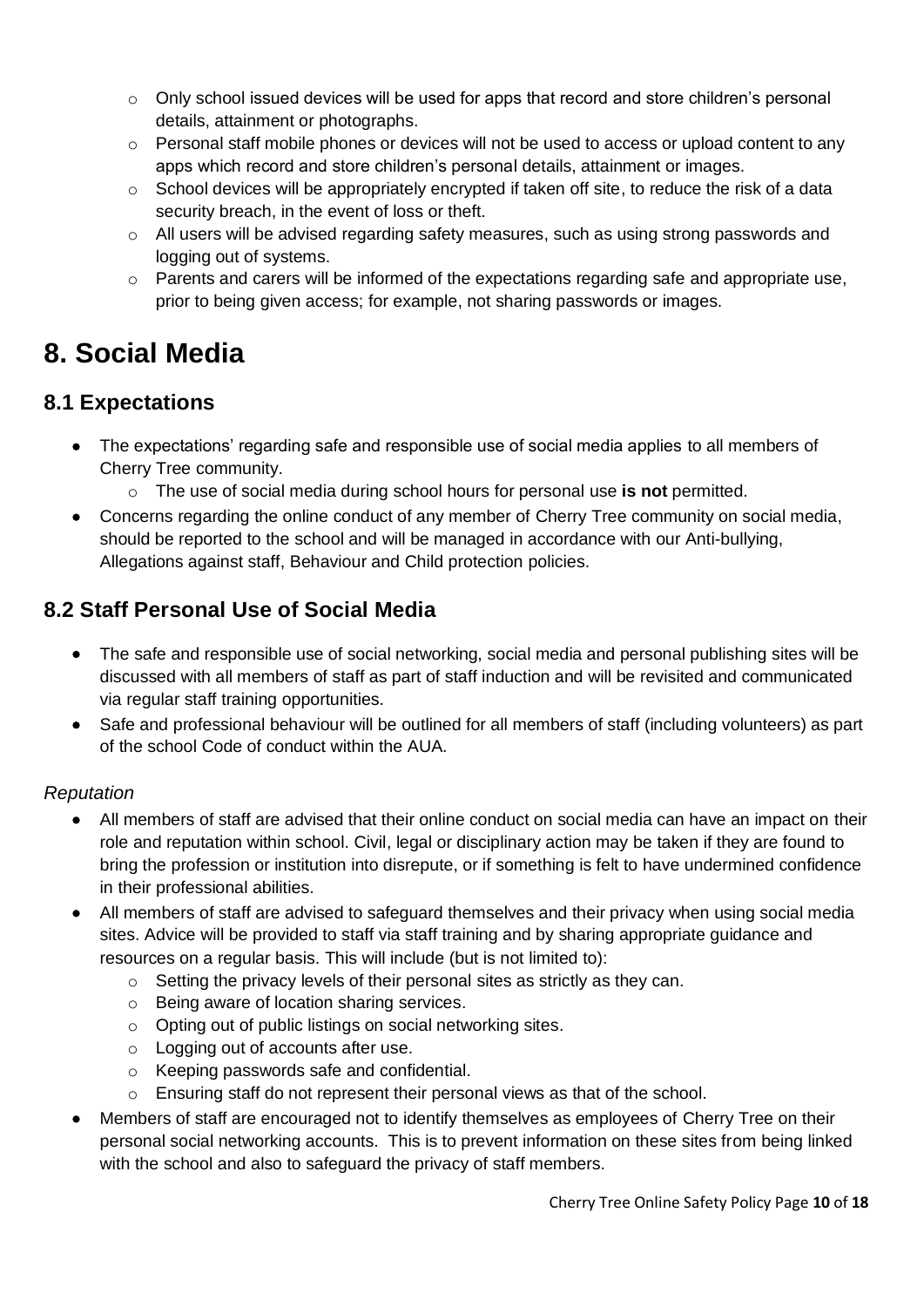- Only school issued devices will be used for apps that record and store children's personal details, attainment or photographs.
  - Personal staff mobile phones or devices will not be used to access or upload content to any apps which record and store children's personal details, attainment or images.
  - School devices will be appropriately encrypted if taken off site, to reduce the risk of a data security breach, in the event of loss or theft.
  - All users will be advised regarding safety measures, such as using strong passwords and logging out of systems.
  - Parents and carers will be informed of the expectations regarding safe and appropriate use, prior to being given access; for example, not sharing passwords or images.

# 8. Social Media

## 8.1 Expectations

- The expectations' regarding safe and responsible use of social media applies to all members of Cherry Tree community.
  - The use of social media during school hours for personal use **is not** permitted.
- Concerns regarding the online conduct of any member of Cherry Tree community on social media, should be reported to the school and will be managed in accordance with our Anti-bullying, Allegations against staff, Behaviour and Child protection policies.

## 8.2 Staff Personal Use of Social Media

- The safe and responsible use of social networking, social media and personal publishing sites will be discussed with all members of staff as part of staff induction and will be revisited and communicated via regular staff training opportunities.
- Safe and professional behaviour will be outlined for all members of staff (including volunteers) as part of the school Code of conduct within the AUA.

*Reputation*

- All members of staff are advised that their online conduct on social media can have an impact on their role and reputation within school. Civil, legal or disciplinary action may be taken if they are found to bring the profession or institution into disrepute, or if something is felt to have undermined confidence in their professional abilities.
- All members of staff are advised to safeguard themselves and their privacy when using social media sites. Advice will be provided to staff via staff training and by sharing appropriate guidance and resources on a regular basis. This will include (but is not limited to):
  - Setting the privacy levels of their personal sites as strictly as they can.
  - Being aware of location sharing services.
  - Opting out of public listings on social networking sites.
  - Logging out of accounts after use.
  - Keeping passwords safe and confidential.
  - Ensuring staff do not represent their personal views as that of the school.
- Members of staff are encouraged not to identify themselves as employees of Cherry Tree on their personal social networking accounts. This is to prevent information on these sites from being linked with the school and also to safeguard the privacy of staff members.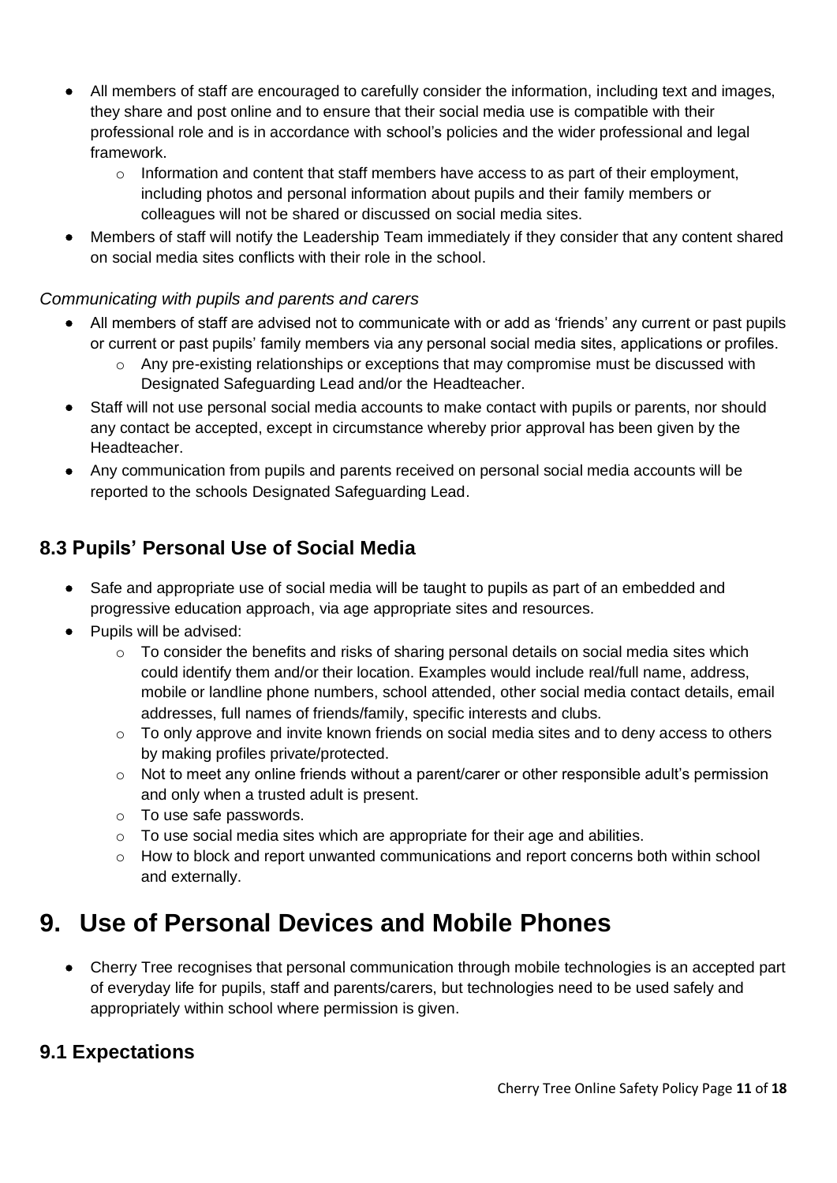- All members of staff are encouraged to carefully consider the information, including text and images, they share and post online and to ensure that their social media use is compatible with their professional role and is in accordance with school's policies and the wider professional and legal framework.
    - Information and content that staff members have access to as part of their employment, including photos and personal information about pupils and their family members or colleagues will not be shared or discussed on social media sites.
- Members of staff will notify the Leadership Team immediately if they consider that any content shared on social media sites conflicts with their role in the school.

*Communicating with pupils and parents and carers*

- All members of staff are advised not to communicate with or add as 'friends' any current or past pupils or current or past pupils' family members via any personal social media sites, applications or profiles.
    - Any pre-existing relationships or exceptions that may compromise must be discussed with Designated Safeguarding Lead and/or the Headteacher.
- Staff will not use personal social media accounts to make contact with pupils or parents, nor should any contact be accepted, except in circumstance whereby prior approval has been given by the Headteacher.
- Any communication from pupils and parents received on personal social media accounts will be reported to the schools Designated Safeguarding Lead.

## 8.3 Pupils' Personal Use of Social Media

- Safe and appropriate use of social media will be taught to pupils as part of an embedded and progressive education approach, via age appropriate sites and resources.
- Pupils will be advised:
    - To consider the benefits and risks of sharing personal details on social media sites which could identify them and/or their location. Examples would include real/full name, address, mobile or landline phone numbers, school attended, other social media contact details, email addresses, full names of friends/family, specific interests and clubs.
    - To only approve and invite known friends on social media sites and to deny access to others by making profiles private/protected.
    - Not to meet any online friends without a parent/carer or other responsible adult's permission and only when a trusted adult is present.
    - To use safe passwords.
    - To use social media sites which are appropriate for their age and abilities.
    - How to block and report unwanted communications and report concerns both within school and externally.

# 9. Use of Personal Devices and Mobile Phones

- Cherry Tree recognises that personal communication through mobile technologies is an accepted part of everyday life for pupils, staff and parents/carers, but technologies need to be used safely and appropriately within school where permission is given.

## 9.1 Expectations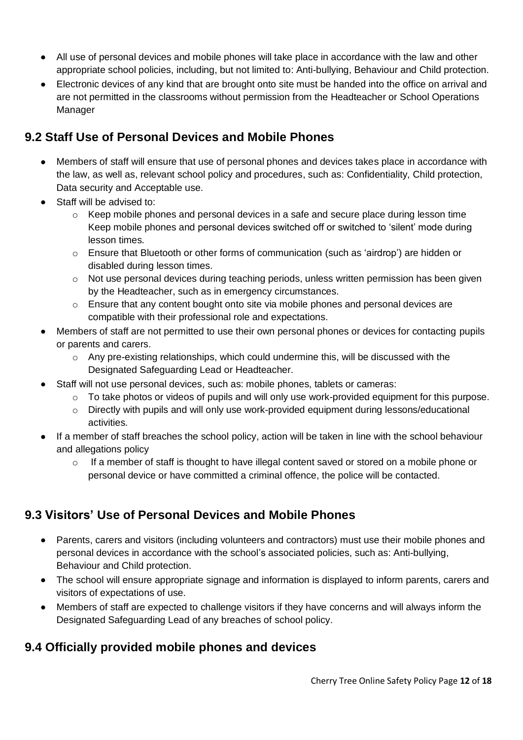- All use of personal devices and mobile phones will take place in accordance with the law and other appropriate school policies, including, but not limited to: Anti-bullying, Behaviour and Child protection.
- Electronic devices of any kind that are brought onto site must be handed into the office on arrival and are not permitted in the classrooms without permission from the Headteacher or School Operations Manager

## 9.2 Staff Use of Personal Devices and Mobile Phones

- Members of staff will ensure that use of personal phones and devices takes place in accordance with the law, as well as, relevant school policy and procedures, such as: Confidentiality, Child protection, Data security and Acceptable use.
- Staff will be advised to:
    - Keep mobile phones and personal devices in a safe and secure place during lesson time Keep mobile phones and personal devices switched off or switched to 'silent' mode during lesson times.
    - Ensure that Bluetooth or other forms of communication (such as 'airdrop') are hidden or disabled during lesson times.
    - Not use personal devices during teaching periods, unless written permission has been given by the Headteacher, such as in emergency circumstances.
    - Ensure that any content bought onto site via mobile phones and personal devices are compatible with their professional role and expectations.
- Members of staff are not permitted to use their own personal phones or devices for contacting pupils or parents and carers.
    - Any pre-existing relationships, which could undermine this, will be discussed with the Designated Safeguarding Lead or Headteacher.
- Staff will not use personal devices, such as: mobile phones, tablets or cameras:
    - To take photos or videos of pupils and will only use work-provided equipment for this purpose.
    - Directly with pupils and will only use work-provided equipment during lessons/educational activities.
- If a member of staff breaches the school policy, action will be taken in line with the school behaviour and allegations policy
    - If a member of staff is thought to have illegal content saved or stored on a mobile phone or personal device or have committed a criminal offence, the police will be contacted.

## 9.3 Visitors' Use of Personal Devices and Mobile Phones

- Parents, carers and visitors (including volunteers and contractors) must use their mobile phones and personal devices in accordance with the school's associated policies, such as: Anti-bullying, Behaviour and Child protection.
- The school will ensure appropriate signage and information is displayed to inform parents, carers and visitors of expectations of use.
- Members of staff are expected to challenge visitors if they have concerns and will always inform the Designated Safeguarding Lead of any breaches of school policy.

## 9.4 Officially provided mobile phones and devices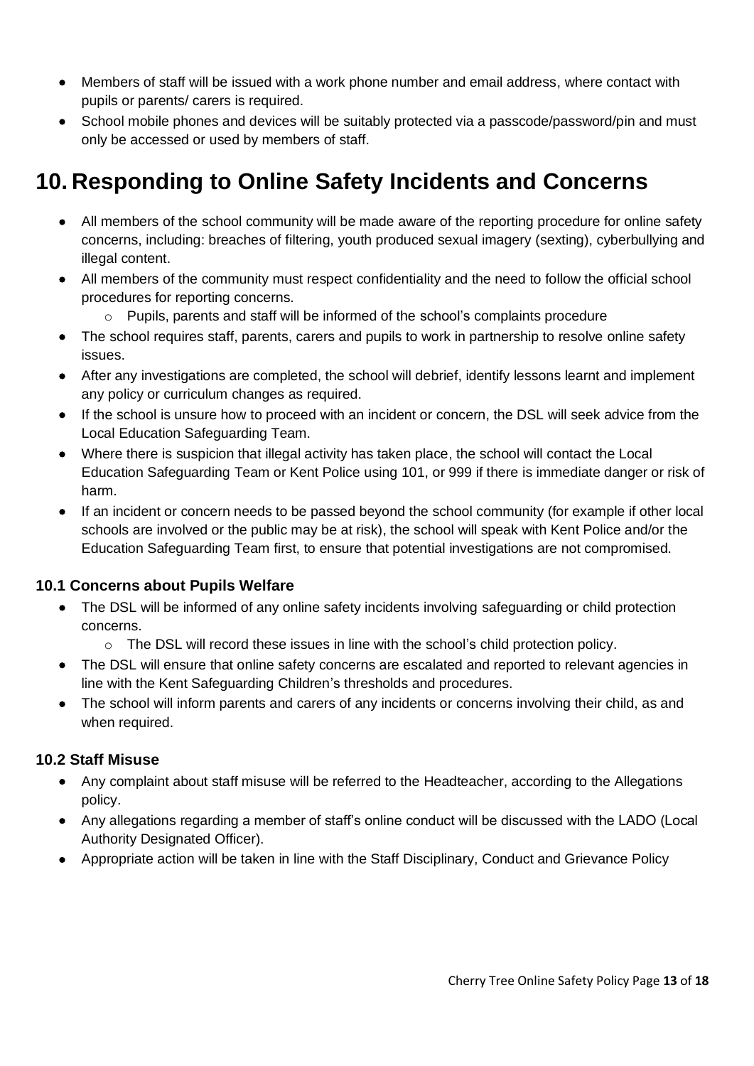- Members of staff will be issued with a work phone number and email address, where contact with pupils or parents/ carers is required.
- School mobile phones and devices will be suitably protected via a passcode/password/pin and must only be accessed or used by members of staff.

# 10. Responding to Online Safety Incidents and Concerns

- All members of the school community will be made aware of the reporting procedure for online safety concerns, including: breaches of filtering, youth produced sexual imagery (sexting), cyberbullying and illegal content.
- All members of the community must respect confidentiality and the need to follow the official school procedures for reporting concerns.
    - Pupils, parents and staff will be informed of the school's complaints procedure
- The school requires staff, parents, carers and pupils to work in partnership to resolve online safety issues.
- After any investigations are completed, the school will debrief, identify lessons learnt and implement any policy or curriculum changes as required.
- If the school is unsure how to proceed with an incident or concern, the DSL will seek advice from the Local Education Safeguarding Team.
- Where there is suspicion that illegal activity has taken place, the school will contact the Local Education Safeguarding Team or Kent Police using 101, or 999 if there is immediate danger or risk of harm.
- If an incident or concern needs to be passed beyond the school community (for example if other local schools are involved or the public may be at risk), the school will speak with Kent Police and/or the Education Safeguarding Team first, to ensure that potential investigations are not compromised.

### 10.1 Concerns about Pupils Welfare

- The DSL will be informed of any online safety incidents involving safeguarding or child protection concerns.
    - The DSL will record these issues in line with the school's child protection policy.
- The DSL will ensure that online safety concerns are escalated and reported to relevant agencies in line with the Kent Safeguarding Children's thresholds and procedures.
- The school will inform parents and carers of any incidents or concerns involving their child, as and when required.

### 10.2 Staff Misuse

- Any complaint about staff misuse will be referred to the Headteacher, according to the Allegations policy.
- Any allegations regarding a member of staff's online conduct will be discussed with the LADO (Local Authority Designated Officer).
- Appropriate action will be taken in line with the Staff Disciplinary, Conduct and Grievance Policy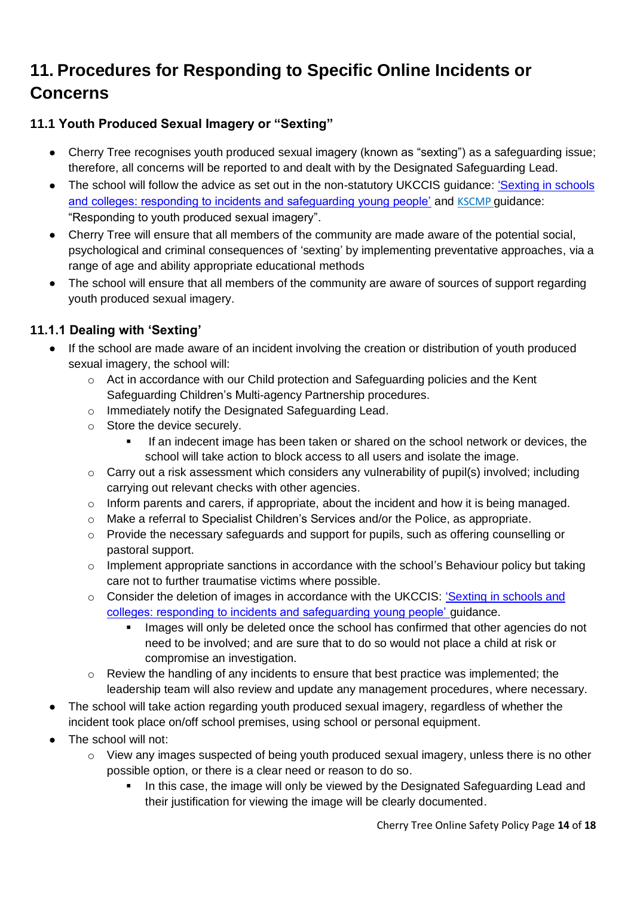# 11. Procedures for Responding to Specific Online Incidents or Concerns

## 11.1 Youth Produced Sexual Imagery or "Sexting"

- Cherry Tree recognises youth produced sexual imagery (known as "sexting") as a safeguarding issue; therefore, all concerns will be reported to and dealt with by the Designated Safeguarding Lead.
- The school will follow the advice as set out in the non-statutory UKCCIS guidance: 'Sexting in schools and colleges: responding to incidents and safeguarding young people' and KSCMP guidance: "Responding to youth produced sexual imagery".
- Cherry Tree will ensure that all members of the community are made aware of the potential social, psychological and criminal consequences of 'sexting' by implementing preventative approaches, via a range of age and ability appropriate educational methods
- The school will ensure that all members of the community are aware of sources of support regarding youth produced sexual imagery.

### 11.1.1 Dealing with 'Sexting'

- If the school are made aware of an incident involving the creation or distribution of youth produced sexual imagery, the school will:
  - Act in accordance with our Child protection and Safeguarding policies and the Kent Safeguarding Children's Multi-agency Partnership procedures.
  - Immediately notify the Designated Safeguarding Lead.
  - Store the device securely.
    - If an indecent image has been taken or shared on the school network or devices, the school will take action to block access to all users and isolate the image.
  - Carry out a risk assessment which considers any vulnerability of pupil(s) involved; including carrying out relevant checks with other agencies.
  - Inform parents and carers, if appropriate, about the incident and how it is being managed.
  - Make a referral to Specialist Children's Services and/or the Police, as appropriate.
  - Provide the necessary safeguards and support for pupils, such as offering counselling or pastoral support.
  - Implement appropriate sanctions in accordance with the school's Behaviour policy but taking care not to further traumatise victims where possible.
  - Consider the deletion of images in accordance with the UKCCIS: 'Sexting in schools and colleges: responding to incidents and safeguarding young people' guidance.
    - Images will only be deleted once the school has confirmed that other agencies do not need to be involved; and are sure that to do so would not place a child at risk or compromise an investigation.
  - Review the handling of any incidents to ensure that best practice was implemented; the leadership team will also review and update any management procedures, where necessary.
- The school will take action regarding youth produced sexual imagery, regardless of whether the incident took place on/off school premises, using school or personal equipment.
- The school will not:
  - View any images suspected of being youth produced sexual imagery, unless there is no other possible option, or there is a clear need or reason to do so.
    - In this case, the image will only be viewed by the Designated Safeguarding Lead and their justification for viewing the image will be clearly documented.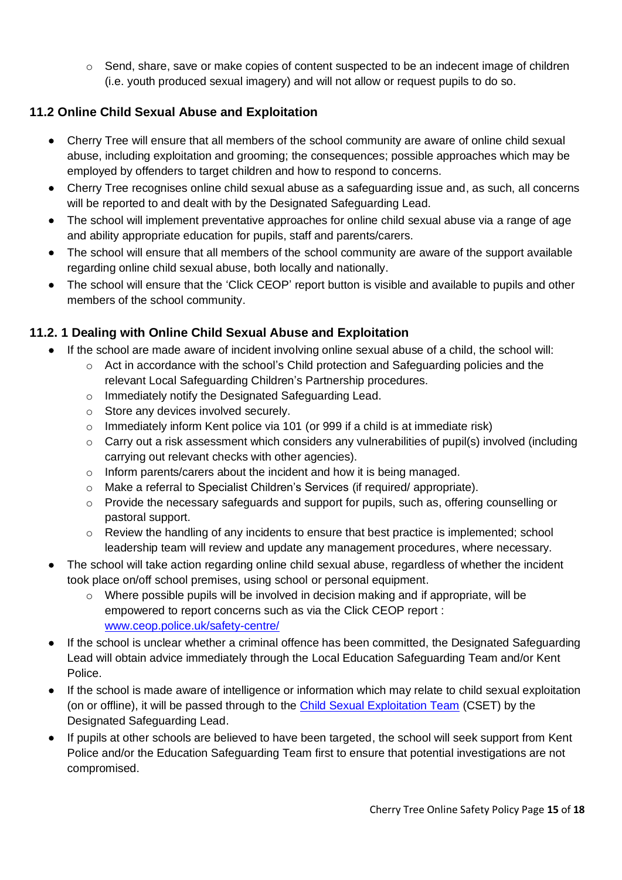- Send, share, save or make copies of content suspected to be an indecent image of children (i.e. youth produced sexual imagery) and will not allow or request pupils to do so.

### 11.2 Online Child Sexual Abuse and Exploitation

- Cherry Tree will ensure that all members of the school community are aware of online child sexual abuse, including exploitation and grooming; the consequences; possible approaches which may be employed by offenders to target children and how to respond to concerns.
- Cherry Tree recognises online child sexual abuse as a safeguarding issue and, as such, all concerns will be reported to and dealt with by the Designated Safeguarding Lead.
- The school will implement preventative approaches for online child sexual abuse via a range of age and ability appropriate education for pupils, staff and parents/carers.
- The school will ensure that all members of the school community are aware of the support available regarding online child sexual abuse, both locally and nationally.
- The school will ensure that the 'Click CEOP' report button is visible and available to pupils and other members of the school community.

### 11.2. 1 Dealing with Online Child Sexual Abuse and Exploitation

- If the school are made aware of incident involving online sexual abuse of a child, the school will:
   - Act in accordance with the school's Child protection and Safeguarding policies and the relevant Local Safeguarding Children's Partnership procedures.
   - Immediately notify the Designated Safeguarding Lead.
   - Store any devices involved securely.
   - Immediately inform Kent police via 101 (or 999 if a child is at immediate risk)
   - Carry out a risk assessment which considers any vulnerabilities of pupil(s) involved (including carrying out relevant checks with other agencies).
   - Inform parents/carers about the incident and how it is being managed.
   - Make a referral to Specialist Children's Services (if required/ appropriate).
   - Provide the necessary safeguards and support for pupils, such as, offering counselling or pastoral support.
   - Review the handling of any incidents to ensure that best practice is implemented; school leadership team will review and update any management procedures, where necessary.
- The school will take action regarding online child sexual abuse, regardless of whether the incident took place on/off school premises, using school or personal equipment.
   - Where possible pupils will be involved in decision making and if appropriate, will be empowered to report concerns such as via the Click CEOP report : [www.ceop.police.uk/safety-centre/](www.ceop.police.uk/safety-centre/)
- If the school is unclear whether a criminal offence has been committed, the Designated Safeguarding Lead will obtain advice immediately through the Local Education Safeguarding Team and/or Kent Police.
- If the school is made aware of intelligence or information which may relate to child sexual exploitation (on or offline), it will be passed through to the Child Sexual Exploitation Team (CSET) by the Designated Safeguarding Lead.
- If pupils at other schools are believed to have been targeted, the school will seek support from Kent Police and/or the Education Safeguarding Team first to ensure that potential investigations are not compromised.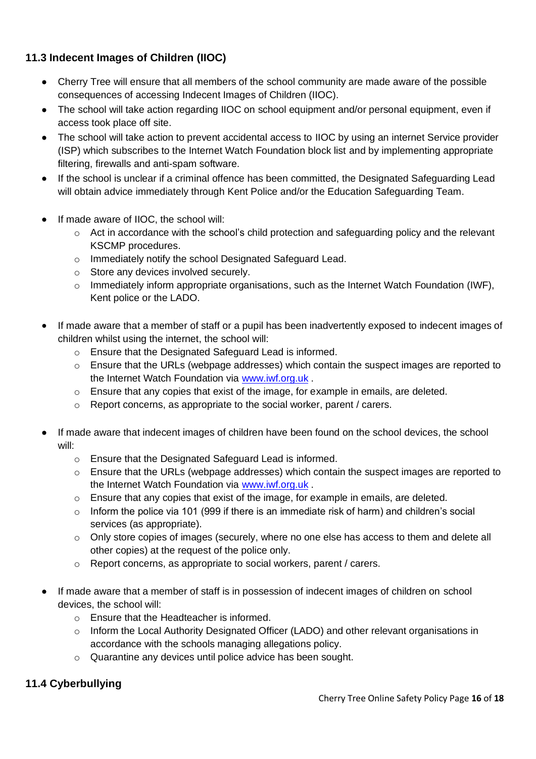### 11.3 Indecent Images of Children (IIOC)

- Cherry Tree will ensure that all members of the school community are made aware of the possible consequences of accessing Indecent Images of Children (IIOC).
- The school will take action regarding IIOC on school equipment and/or personal equipment, even if access took place off site.
- The school will take action to prevent accidental access to IIOC by using an internet Service provider (ISP) which subscribes to the Internet Watch Foundation block list and by implementing appropriate filtering, firewalls and anti-spam software.
- If the school is unclear if a criminal offence has been committed, the Designated Safeguarding Lead will obtain advice immediately through Kent Police and/or the Education Safeguarding Team.

- If made aware of IIOC, the school will:
  - Act in accordance with the school's child protection and safeguarding policy and the relevant KSCMP procedures.
  - Immediately notify the school Designated Safeguard Lead.
  - Store any devices involved securely.
  - Immediately inform appropriate organisations, such as the Internet Watch Foundation (IWF), Kent police or the LADO.

- If made aware that a member of staff or a pupil has been inadvertently exposed to indecent images of children whilst using the internet, the school will:
  - Ensure that the Designated Safeguard Lead is informed.
  - Ensure that the URLs (webpage addresses) which contain the suspect images are reported to the Internet Watch Foundation via [www.iwf.org.uk](http://www.iwf.org.uk) .
  - Ensure that any copies that exist of the image, for example in emails, are deleted.
  - Report concerns, as appropriate to the social worker, parent / carers.

- If made aware that indecent images of children have been found on the school devices, the school will:
  - Ensure that the Designated Safeguard Lead is informed.
  - Ensure that the URLs (webpage addresses) which contain the suspect images are reported to the Internet Watch Foundation via [www.iwf.org.uk](http://www.iwf.org.uk) .
  - Ensure that any copies that exist of the image, for example in emails, are deleted.
  - Inform the police via 101 (999 if there is an immediate risk of harm) and children's social services (as appropriate).
  - Only store copies of images (securely, where no one else has access to them and delete all other copies) at the request of the police only.
  - Report concerns, as appropriate to social workers, parent / carers.

- If made aware that a member of staff is in possession of indecent images of children on school devices, the school will:
  - Ensure that the Headteacher is informed.
  - Inform the Local Authority Designated Officer (LADO) and other relevant organisations in accordance with the schools managing allegations policy.
  - Quarantine any devices until police advice has been sought.

### 11.4 Cyberbullying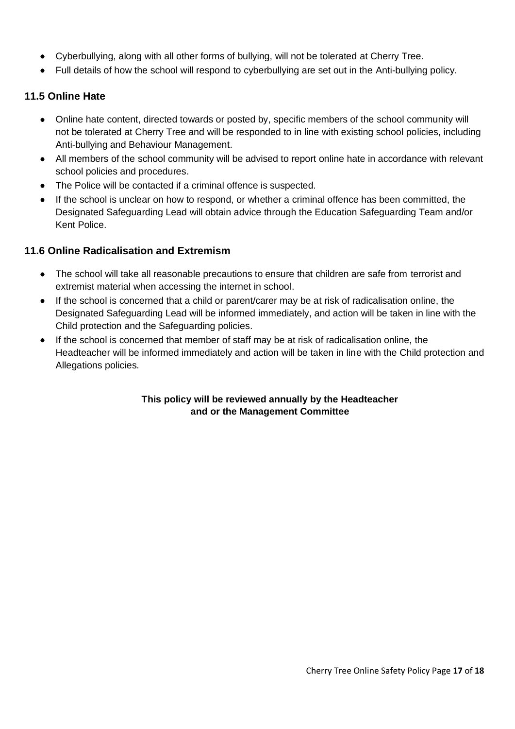- Cyberbullying, along with all other forms of bullying, will not be tolerated at Cherry Tree.
- Full details of how the school will respond to cyberbullying are set out in the Anti-bullying policy.

### 11.5 Online Hate

- Online hate content, directed towards or posted by, specific members of the school community will not be tolerated at Cherry Tree and will be responded to in line with existing school policies, including Anti-bullying and Behaviour Management.
- All members of the school community will be advised to report online hate in accordance with relevant school policies and procedures.
- The Police will be contacted if a criminal offence is suspected.
- If the school is unclear on how to respond, or whether a criminal offence has been committed, the Designated Safeguarding Lead will obtain advice through the Education Safeguarding Team and/or Kent Police.

### 11.6 Online Radicalisation and Extremism

- The school will take all reasonable precautions to ensure that children are safe from terrorist and extremist material when accessing the internet in school.
- If the school is concerned that a child or parent/carer may be at risk of radicalisation online, the Designated Safeguarding Lead will be informed immediately, and action will be taken in line with the Child protection and the Safeguarding policies.
- If the school is concerned that member of staff may be at risk of radicalisation online, the Headteacher will be informed immediately and action will be taken in line with the Child protection and Allegations policies.

**This policy will be reviewed annually by the Headteacher and or the Management Committee**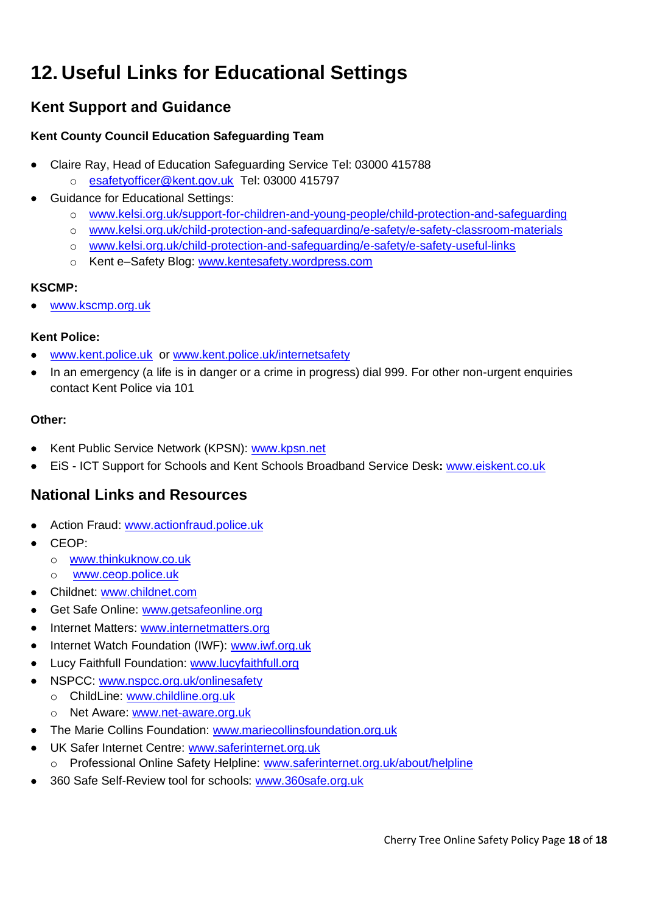# 12. Useful Links for Educational Settings

## Kent Support and Guidance

### Kent County Council Education Safeguarding Team

- Claire Ray, Head of Education Safeguarding Service Tel: 03000 415788
  - esafetyofficer@kent.gov.uk Tel: 03000 415797
- Guidance for Educational Settings:
  - www.kelsi.org.uk/support-for-children-and-young-people/child-protection-and-safeguarding
  - www.kelsi.org.uk/child-protection-and-safeguarding/e-safety/e-safety-classroom-materials
  - www.kelsi.org.uk/child-protection-and-safeguarding/e-safety/e-safety-useful-links
  - Kent e–Safety Blog: www.kentesafety.wordpress.com

**KSCMP:**

- www.kscmp.org.uk

**Kent Police:**

- www.kent.police.uk or www.kent.police.uk/internetsafety
- In an emergency (a life is in danger or a crime in progress) dial 999. For other non-urgent enquiries contact Kent Police via 101

**Other:**

- Kent Public Service Network (KPSN): www.kpsn.net
- EiS - ICT Support for Schools and Kent Schools Broadband Service Desk**:** www.eiskent.co.uk

## National Links and Resources

- Action Fraud: www.actionfraud.police.uk
- CEOP:
  - www.thinkuknow.co.uk
  - www.ceop.police.uk
- Childnet: www.childnet.com
- Get Safe Online: www.getsafeonline.org
- Internet Matters: www.internetmatters.org
- Internet Watch Foundation (IWF): www.iwf.org.uk
- Lucy Faithfull Foundation: www.lucyfaithfull.org
- NSPCC: www.nspcc.org.uk/onlinesafety
  - ChildLine: www.childline.org.uk
  - Net Aware: www.net-aware.org.uk
- The Marie Collins Foundation: www.mariecollinsfoundation.org.uk
- UK Safer Internet Centre: www.saferinternet.org.uk
  - Professional Online Safety Helpline: www.saferinternet.org.uk/about/helpline
- 360 Safe Self-Review tool for schools: www.360safe.org.uk